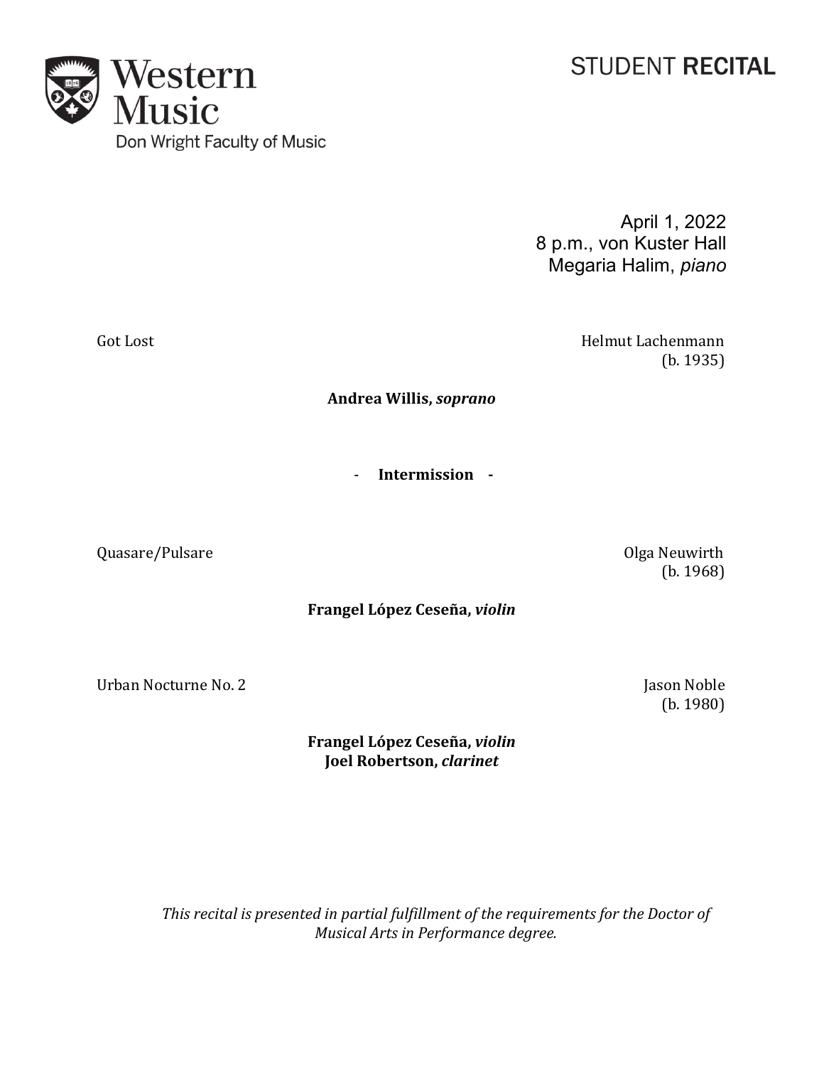Western Music
Don Wright Faculty of Music

# STUDENT **RECITAL**

April 1, 2022
8 p.m., von Kuster Hall
Megaria Halim, *piano*

Got Lost — Helmut Lachenmann (b. 1935)

**Andrea Willis, *soprano***

\- **Intermission** -

Quasare/Pulsare — Olga Neuwirth (b. 1968)

**Frangel López Ceseña, *violin***

Urban Nocturne No. 2 — Jason Noble (b. 1980)

**Frangel López Ceseña, *violin***
**Joel Robertson, *clarinet***

*This recital is presented in partial fulfillment of the requirements for the Doctor of Musical Arts in Performance degree.*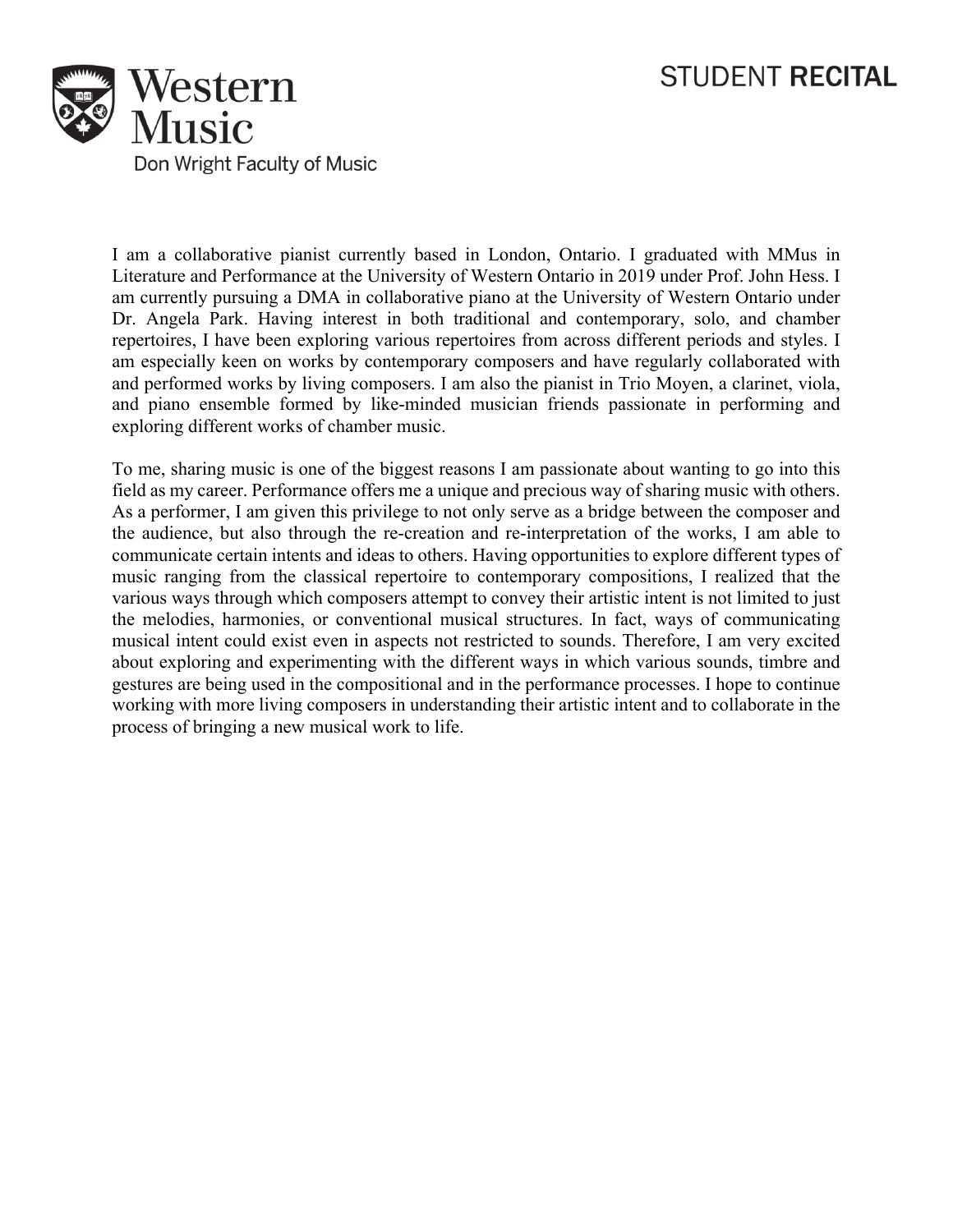I am a collaborative pianist currently based in London, Ontario. I graduated with MMus in Literature and Performance at the University of Western Ontario in 2019 under Prof. John Hess. I am currently pursuing a DMA in collaborative piano at the University of Western Ontario under Dr. Angela Park. Having interest in both traditional and contemporary, solo, and chamber repertoires, I have been exploring various repertoires from across different periods and styles. I am especially keen on works by contemporary composers and have regularly collaborated with and performed works by living composers. I am also the pianist in Trio Moyen, a clarinet, viola, and piano ensemble formed by like-minded musician friends passionate in performing and exploring different works of chamber music.

To me, sharing music is one of the biggest reasons I am passionate about wanting to go into this field as my career. Performance offers me a unique and precious way of sharing music with others. As a performer, I am given this privilege to not only serve as a bridge between the composer and the audience, but also through the re-creation and re-interpretation of the works, I am able to communicate certain intents and ideas to others. Having opportunities to explore different types of music ranging from the classical repertoire to contemporary compositions, I realized that the various ways through which composers attempt to convey their artistic intent is not limited to just the melodies, harmonies, or conventional musical structures. In fact, ways of communicating musical intent could exist even in aspects not restricted to sounds. Therefore, I am very excited about exploring and experimenting with the different ways in which various sounds, timbre and gestures are being used in the compositional and in the performance processes. I hope to continue working with more living composers in understanding their artistic intent and to collaborate in the process of bringing a new musical work to life.